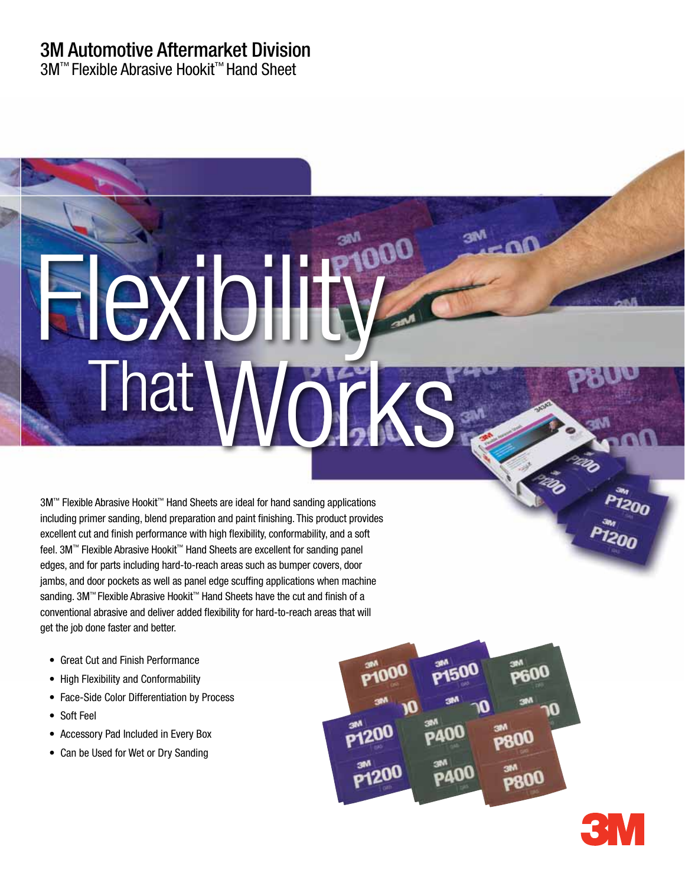# 3M Automotive Aftermarket Division

3M™ Flexible Abrasive Hookit™ Hand Sheet

# Flexibility That Works

3M™ Flexible Abrasive Hookit™ Hand Sheets are ideal for hand sanding applications including primer sanding, blend preparation and paint finishing. This product provides excellent cut and finish performance with high flexibility, conformability, and a soft feel. 3M™ Flexible Abrasive Hookit™ Hand Sheets are excellent for sanding panel edges, and for parts including hard-to-reach areas such as bumper covers, door jambs, and door pockets as well as panel edge scuffing applications when machine sanding. 3M™ Flexible Abrasive Hookit™ Hand Sheets have the cut and finish of a conventional abrasive and deliver added flexibility for hard-to-reach areas that will get the job done faster and better.

- Great Cut and Finish Performance
- High Flexibility and Conformability
- Face-Side Color Differentiation by Process
- Soft Feel
- Accessory Pad Included in Every Box
- Can be Used for Wet or Dry Sanding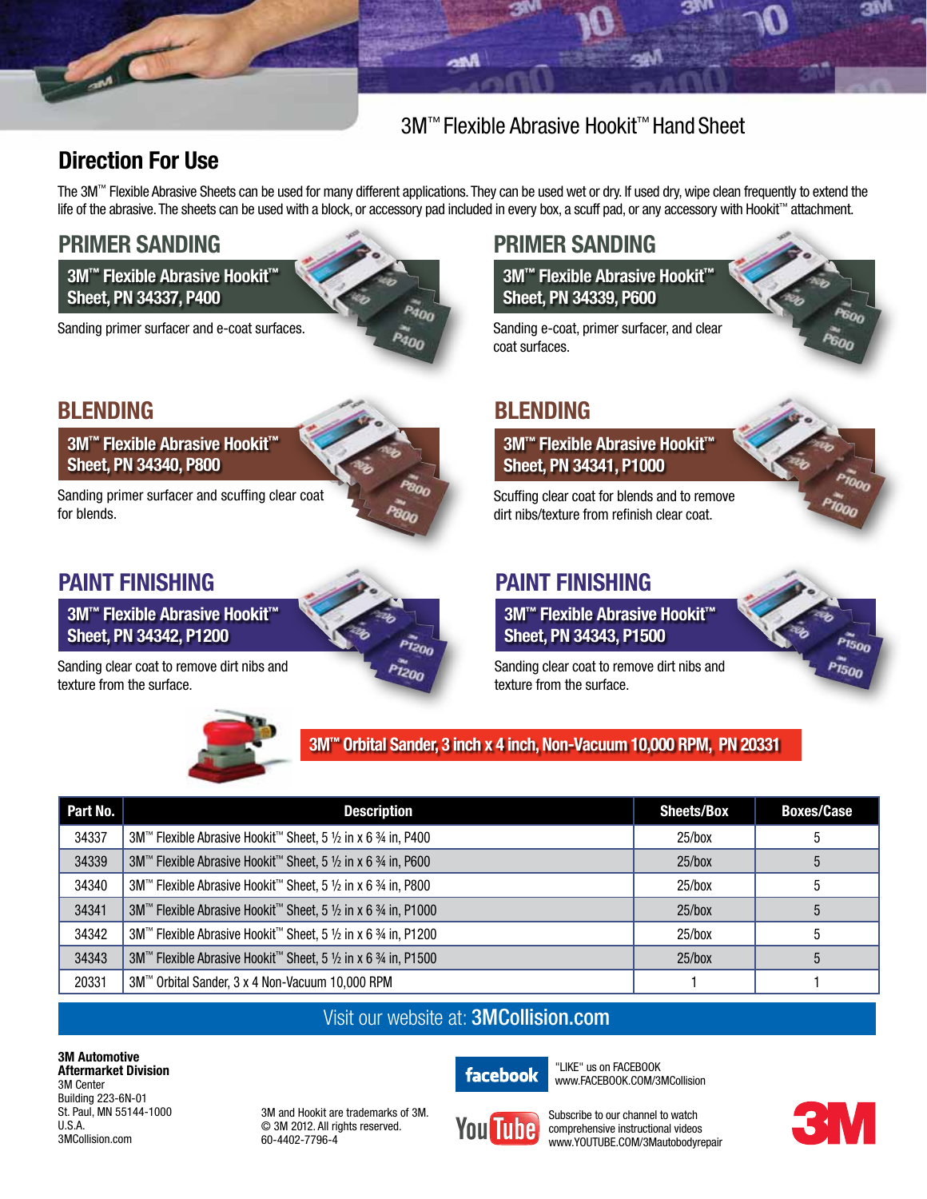3M™ Flexible Abrasive Hookit™ Hand Sheet

## Direction For Use

The 3M™ Flexible Abrasive Sheets can be used for many different applications. They can be used wet or dry. If used dry, wipe clean frequently to extend the life of the abrasive. The sheets can be used with a block, or accessory pad included in every box, a scuff pad, or any accessory with Hookit™ attachment.

### PRIMER SANDING

**3M™ Flexible Abrasive Hookit™ Sheet, PN 34337, P400**

Sanding primer surfacer and e-coat surfaces.

### PRIMER SANDING

**3M™ Flexible Abrasive Hookit™ Sheet, PN 34339, P600**

Sanding e-coat, primer surfacer, and clear coat surfaces.

### BLENDING

**3M™ Flexible Abrasive Hookit™ Sheet, PN 34340, P800**

Sanding primer surfacer and scuffing clear coat for blends.

### BLENDING

**3M™ Flexible Abrasive Hookit™ Sheet, PN 34341, P1000**

Scuffing clear coat for blends and to remove dirt nibs/texture from refinish clear coat.

### PAINT FINISHING

**3M™ Flexible Abrasive Hookit™ Sheet, PN 34342, P1200**

Sanding clear coat to remove dirt nibs and texture from the surface.

### PAINT FINISHING

**3M™ Flexible Abrasive Hookit™ Sheet, PN 34343, P1500**

Sanding clear coat to remove dirt nibs and texture from the surface.

**3M™ Orbital Sander, 3 inch x 4 inch, Non-Vacuum 10,000 RPM, PN 20331**

| Part No. | Description | Sheets/Box | Boxes/Case |
|---|---|---|---|
| 34337 | 3M™ Flexible Abrasive Hookit™ Sheet, 5 ½ in x 6 ¾ in, P400 | 25/box | 5 |
| 34339 | 3M™ Flexible Abrasive Hookit™ Sheet, 5 ½ in x 6 ¾ in, P600 | 25/box | 5 |
| 34340 | 3M™ Flexible Abrasive Hookit™ Sheet, 5 ½ in x 6 ¾ in, P800 | 25/box | 5 |
| 34341 | 3M™ Flexible Abrasive Hookit™ Sheet, 5 ½ in x 6 ¾ in, P1000 | 25/box | 5 |
| 34342 | 3M™ Flexible Abrasive Hookit™ Sheet, 5 ½ in x 6 ¾ in, P1200 | 25/box | 5 |
| 34343 | 3M™ Flexible Abrasive Hookit™ Sheet, 5 ½ in x 6 ¾ in, P1500 | 25/box | 5 |
| 20331 | 3M™ Orbital Sander, 3 x 4 Non-Vacuum 10,000 RPM | 1 | 1 |

Visit our website at: **3MCollision.com**

**3M Automotive Aftermarket Division**
3M Center
Building 223-6N-01
St. Paul, MN 55144-1000
U.S.A.
3MCollision.com

3M and Hookit are trademarks of 3M.
© 3M 2012. All rights reserved.
60-4402-7796-4

"LIKE" us on FACEBOOK
www.FACEBOOK.COM/3MCollision

Subscribe to our channel to watch comprehensive instructional videos
www.YOUTUBE.COM/3Mautobodyrepair